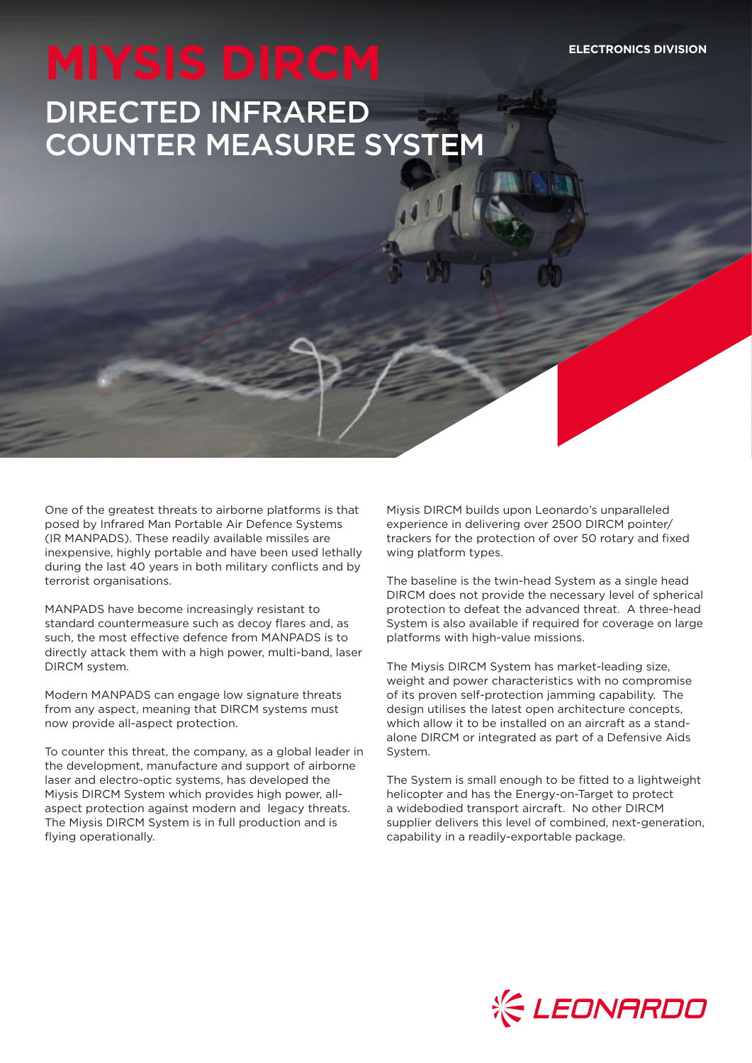ELECTRONICS DIVISION

# MIYSIS DIRCM

## DIRECTED INFRARED COUNTER MEASURE SYSTEM

One of the greatest threats to airborne platforms is that posed by Infrared Man Portable Air Defence Systems (IR MANPADS). These readily available missiles are inexpensive, highly portable and have been used lethally during the last 40 years in both military conflicts and by terrorist organisations.

MANPADS have become increasingly resistant to standard countermeasure such as decoy flares and, as such, the most effective defence from MANPADS is to directly attack them with a high power, multi-band, laser DIRCM system.

Modern MANPADS can engage low signature threats from any aspect, meaning that DIRCM systems must now provide all-aspect protection.

To counter this threat, the company, as a global leader in the development, manufacture and support of airborne laser and electro-optic systems, has developed the Miysis DIRCM System which provides high power, all-aspect protection against modern and legacy threats. The Miysis DIRCM System is in full production and is flying operationally.

Miysis DIRCM builds upon Leonardo's unparalleled experience in delivering over 2500 DIRCM pointer/trackers for the protection of over 50 rotary and fixed wing platform types.

The baseline is the twin-head System as a single head DIRCM does not provide the necessary level of spherical protection to defeat the advanced threat. A three-head System is also available if required for coverage on large platforms with high-value missions.

The Miysis DIRCM System has market-leading size, weight and power characteristics with no compromise of its proven self-protection jamming capability. The design utilises the latest open architecture concepts, which allow it to be installed on an aircraft as a stand-alone DIRCM or integrated as part of a Defensive Aids System.

The System is small enough to be fitted to a lightweight helicopter and has the Energy-on-Target to protect a widebodied transport aircraft. No other DIRCM supplier delivers this level of combined, next-generation, capability in a readily-exportable package.

LEONARDO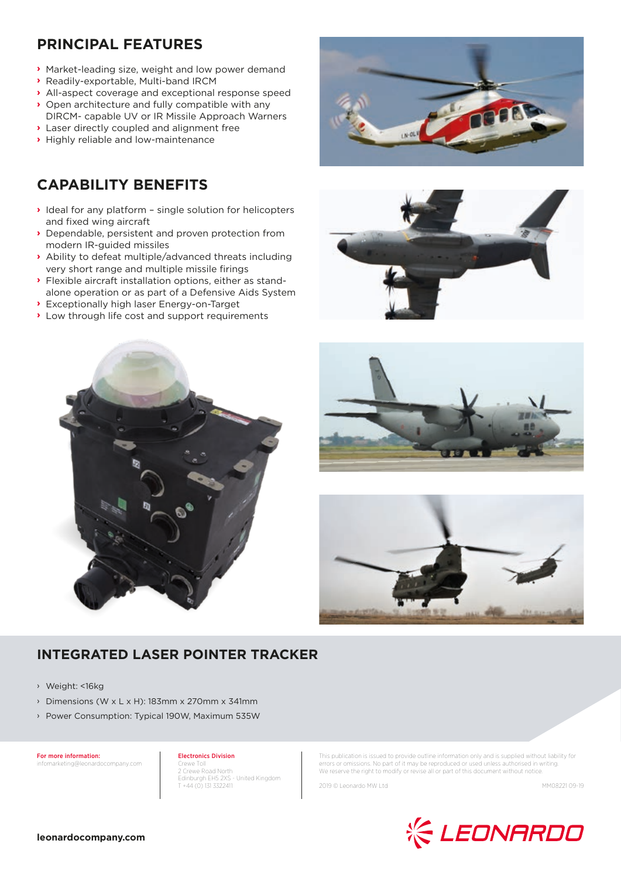## PRINCIPAL FEATURES

- Market-leading size, weight and low power demand
- Readily-exportable, Multi-band IRCM
- All-aspect coverage and exceptional response speed
- Open architecture and fully compatible with any DIRCM- capable UV or IR Missile Approach Warners
- Laser directly coupled and alignment free
- Highly reliable and low-maintenance

## CAPABILITY BENEFITS

- Ideal for any platform – single solution for helicopters and fixed wing aircraft
- Dependable, persistent and proven protection from modern IR-guided missiles
- Ability to defeat multiple/advanced threats including very short range and multiple missile firings
- Flexible aircraft installation options, either as stand-alone operation or as part of a Defensive Aids System
- Exceptionally high laser Energy-on-Target
- Low through life cost and support requirements

## INTEGRATED LASER POINTER TRACKER

- Weight: <16kg
- Dimensions (W x L x H): 183mm x 270mm x 341mm
- Power Consumption: Typical 190W, Maximum 535W

**For more information:**
infomarketing@leonardocompany.com

**Electronics Division**
Crewe Toll
2 Crewe Road North
Edinburgh EH5 2XS - United Kingdom
T +44 (0) 131 3322411

This publication is issued to provide outline information only and is supplied without liability for errors or omissions. No part of it may be reproduced or used unless authorised in writing. We reserve the right to modify or revise all or part of this document without notice.

2019 © Leonardo MW Ltd

MM08221 09-19

**leonardocompany.com**

LEONARDO